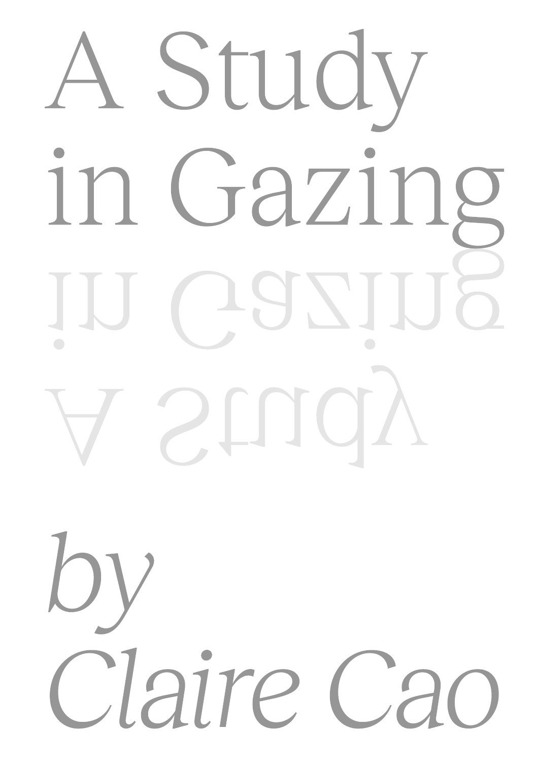# A Study in Gazing

*by Claire Cao*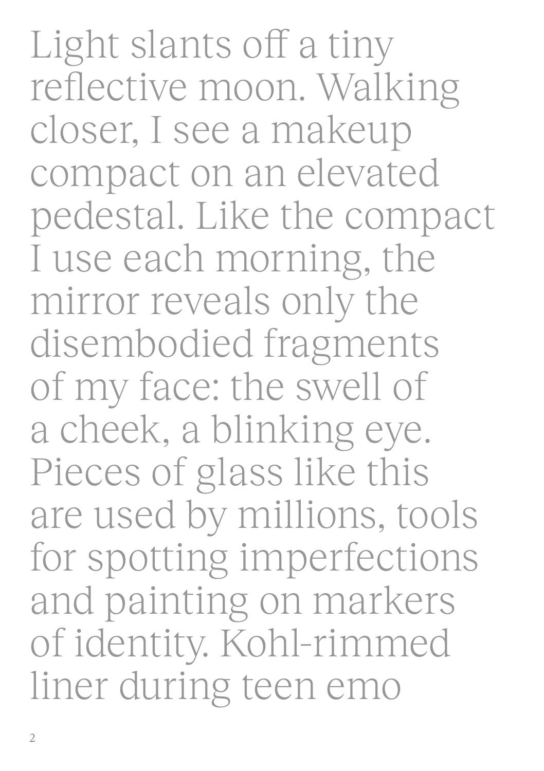Light slants off a tiny reflective moon. Walking closer, I see a makeup compact on an elevated pedestal. Like the compact I use each morning, the mirror reveals only the disembodied fragments of my face: the swell of a cheek, a blinking eye. Pieces of glass like this are used by millions, tools for spotting imperfections and painting on markers of identity. Kohl-rimmed liner during teen emo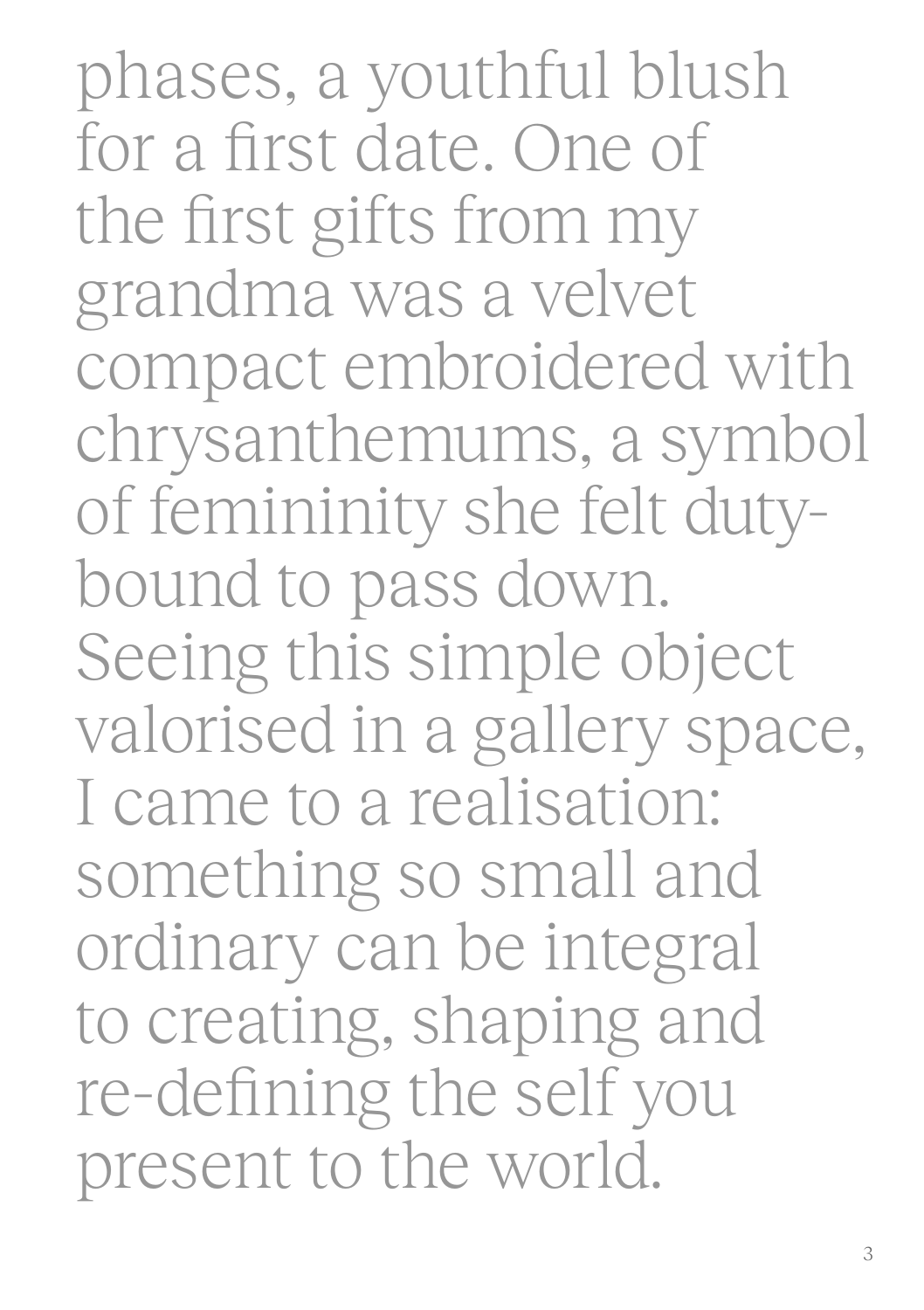phases, a youthful blush for a first date. One of the first gifts from my grandma was a velvet compact embroidered with chrysanthemums, a symbol of femininity she felt duty-bound to pass down. Seeing this simple object valorised in a gallery space, I came to a realisation: something so small and ordinary can be integral to creating, shaping and re-defining the self you present to the world.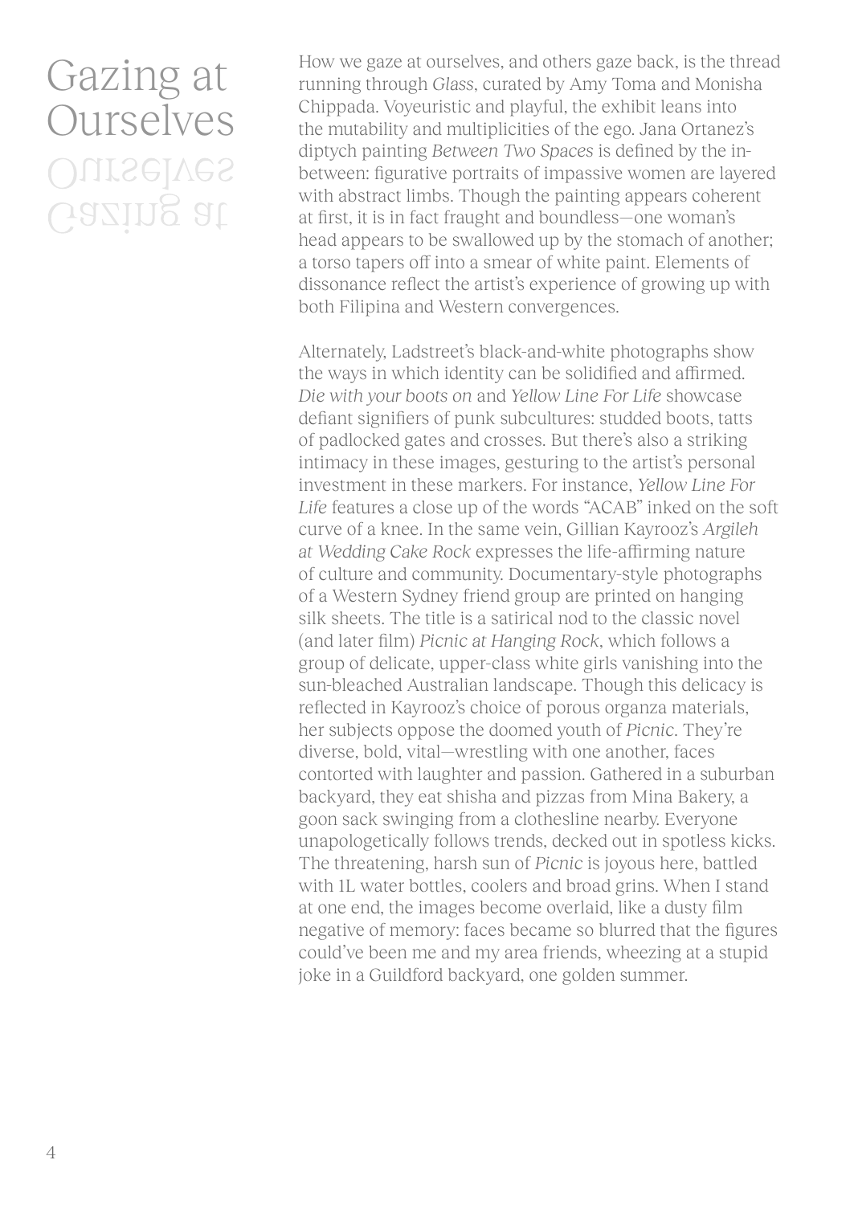# Gazing at Ourselves

How we gaze at ourselves, and others gaze back, is the thread running through *Glass*, curated by Amy Toma and Monisha Chippada. Voyeuristic and playful, the exhibit leans into the mutability and multiplicities of the ego. Jana Ortanez's diptych painting *Between Two Spaces* is defined by the in-between: figurative portraits of impassive women are layered with abstract limbs. Though the painting appears coherent at first, it is in fact fraught and boundless—one woman's head appears to be swallowed up by the stomach of another; a torso tapers off into a smear of white paint. Elements of dissonance reflect the artist's experience of growing up with both Filipina and Western convergences.

Alternately, Ladstreet's black-and-white photographs show the ways in which identity can be solidified and affirmed. *Die with your boots on* and *Yellow Line For Life* showcase defiant signifiers of punk subcultures: studded boots, tatts of padlocked gates and crosses. But there's also a striking intimacy in these images, gesturing to the artist's personal investment in these markers. For instance, *Yellow Line For Life* features a close up of the words "ACAB" inked on the soft curve of a knee. In the same vein, Gillian Kayrooz's *Argileh at Wedding Cake Rock* expresses the life-affirming nature of culture and community. Documentary-style photographs of a Western Sydney friend group are printed on hanging silk sheets. The title is a satirical nod to the classic novel (and later film) *Picnic at Hanging Rock*, which follows a group of delicate, upper-class white girls vanishing into the sun-bleached Australian landscape. Though this delicacy is reflected in Kayrooz's choice of porous organza materials, her subjects oppose the doomed youth of *Picnic*. They're diverse, bold, vital—wrestling with one another, faces contorted with laughter and passion. Gathered in a suburban backyard, they eat shisha and pizzas from Mina Bakery, a goon sack swinging from a clothesline nearby. Everyone unapologetically follows trends, decked out in spotless kicks. The threatening, harsh sun of *Picnic* is joyous here, battled with 1L water bottles, coolers and broad grins. When I stand at one end, the images become overlaid, like a dusty film negative of memory: faces became so blurred that the figures could've been me and my area friends, wheezing at a stupid joke in a Guildford backyard, one golden summer.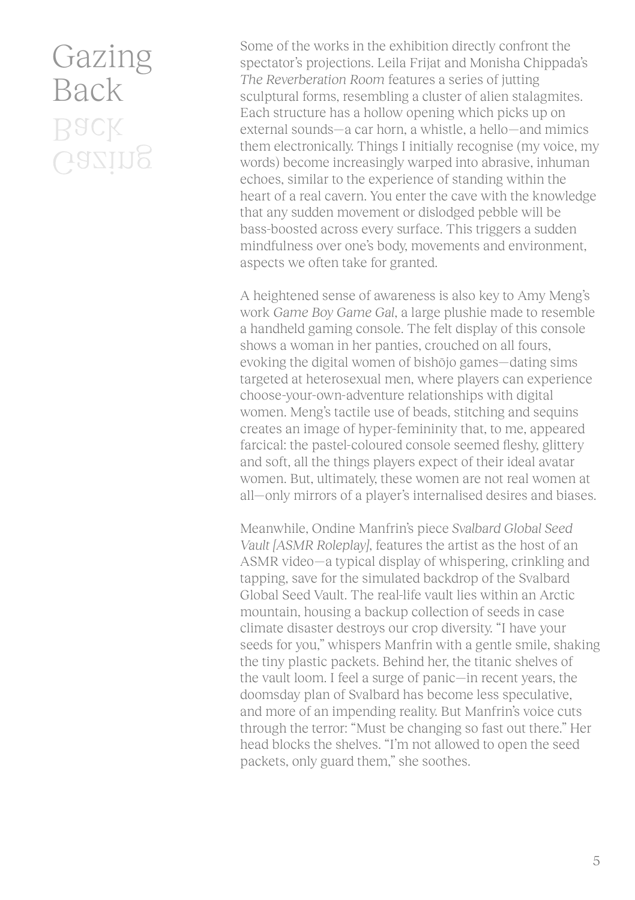# Gazing Back

Some of the works in the exhibition directly confront the spectator's projections. Leila Frijat and Monisha Chippada's *The Reverberation Room* features a series of jutting sculptural forms, resembling a cluster of alien stalagmites. Each structure has a hollow opening which picks up on external sounds—a car horn, a whistle, a hello—and mimics them electronically. Things I initially recognise (my voice, my words) become increasingly warped into abrasive, inhuman echoes, similar to the experience of standing within the heart of a real cavern. You enter the cave with the knowledge that any sudden movement or dislodged pebble will be bass-boosted across every surface. This triggers a sudden mindfulness over one's body, movements and environment, aspects we often take for granted.

A heightened sense of awareness is also key to Amy Meng's work *Game Boy Game Gal*, a large plushie made to resemble a handheld gaming console. The felt display of this console shows a woman in her panties, crouched on all fours, evoking the digital women of bishōjo games—dating sims targeted at heterosexual men, where players can experience choose-your-own-adventure relationships with digital women. Meng's tactile use of beads, stitching and sequins creates an image of hyper-femininity that, to me, appeared farcical: the pastel-coloured console seemed fleshy, glittery and soft, all the things players expect of their ideal avatar women. But, ultimately, these women are not real women at all—only mirrors of a player's internalised desires and biases.

Meanwhile, Ondine Manfrin's piece *Svalbard Global Seed Vault [ASMR Roleplay]*, features the artist as the host of an ASMR video—a typical display of whispering, crinkling and tapping, save for the simulated backdrop of the Svalbard Global Seed Vault. The real-life vault lies within an Arctic mountain, housing a backup collection of seeds in case climate disaster destroys our crop diversity. "I have your seeds for you," whispers Manfrin with a gentle smile, shaking the tiny plastic packets. Behind her, the titanic shelves of the vault loom. I feel a surge of panic—in recent years, the doomsday plan of Svalbard has become less speculative, and more of an impending reality. But Manfrin's voice cuts through the terror: "Must be changing so fast out there." Her head blocks the shelves. "I'm not allowed to open the seed packets, only guard them," she soothes.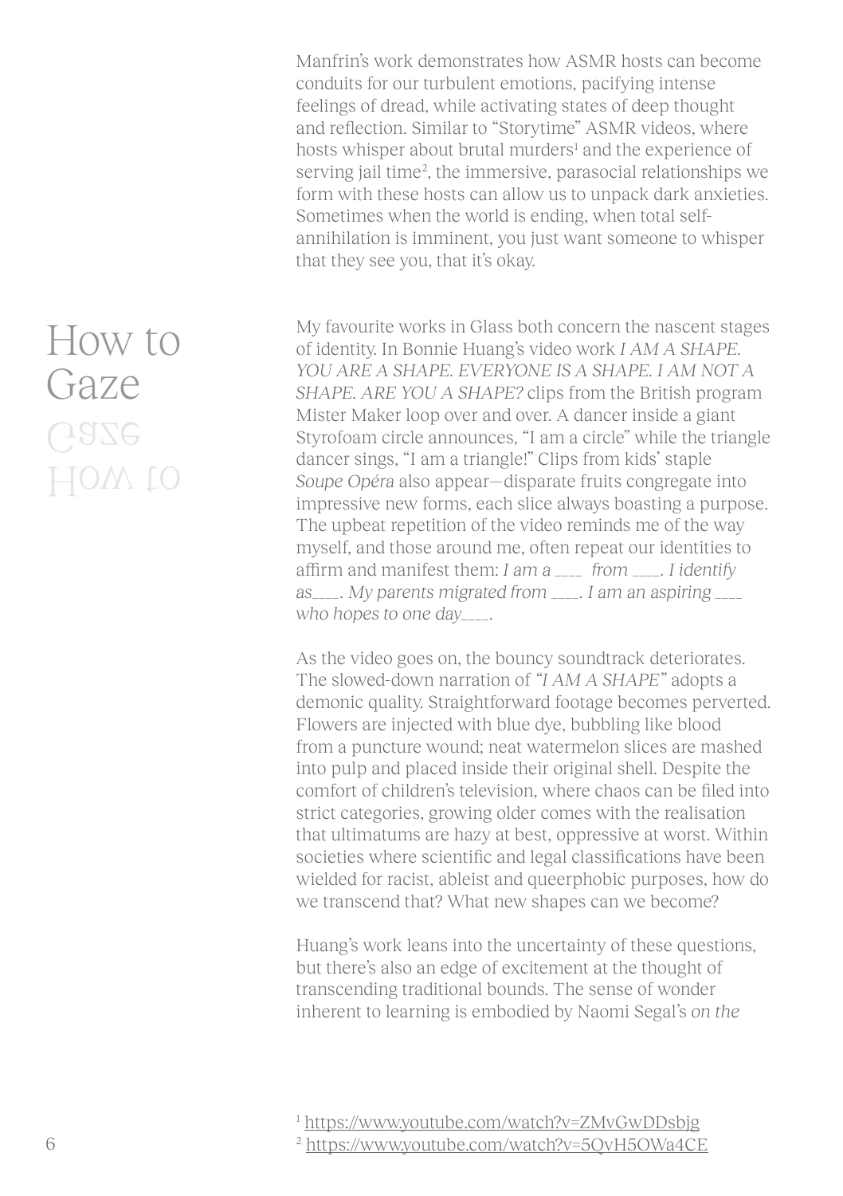Manfrin's work demonstrates how ASMR hosts can become conduits for our turbulent emotions, pacifying intense feelings of dread, while activating states of deep thought and reflection. Similar to "Storytime" ASMR videos, where hosts whisper about brutal murders[1] and the experience of serving jail time[2], the immersive, parasocial relationships we form with these hosts can allow us to unpack dark anxieties. Sometimes when the world is ending, when total self-annihilation is imminent, you just want someone to whisper that they see you, that it's okay.

## How to Gaze

My favourite works in Glass both concern the nascent stages of identity. In Bonnie Huang's video work *I AM A SHAPE. YOU ARE A SHAPE. EVERYONE IS A SHAPE. I AM NOT A SHAPE. ARE YOU A SHAPE?* clips from the British program Mister Maker loop over and over. A dancer inside a giant Styrofoam circle announces, "I am a circle" while the triangle dancer sings, "I am a triangle!" Clips from kids' staple *Soupe Opéra* also appear—disparate fruits congregate into impressive new forms, each slice always boasting a purpose. The upbeat repetition of the video reminds me of the way myself, and those around me, often repeat our identities to affirm and manifest them: *I am a ____ from ____. I identify as____. My parents migrated from ____. I am an aspiring ____ who hopes to one day____.*

As the video goes on, the bouncy soundtrack deteriorates. The slowed-down narration of "*I AM A SHAPE*" adopts a demonic quality. Straightforward footage becomes perverted. Flowers are injected with blue dye, bubbling like blood from a puncture wound; neat watermelon slices are mashed into pulp and placed inside their original shell. Despite the comfort of children's television, where chaos can be filed into strict categories, growing older comes with the realisation that ultimatums are hazy at best, oppressive at worst. Within societies where scientific and legal classifications have been wielded for racist, ableist and queerphobic purposes, how do we transcend that? What new shapes can we become?

Huang's work leans into the uncertainty of these questions, but there's also an edge of excitement at the thought of transcending traditional bounds. The sense of wonder inherent to learning is embodied by Naomi Segal's *on the*

[1] https://www.youtube.com/watch?v=ZMvGwDDsbjg
[2] https://www.youtube.com/watch?v=5QvH5OWa4CE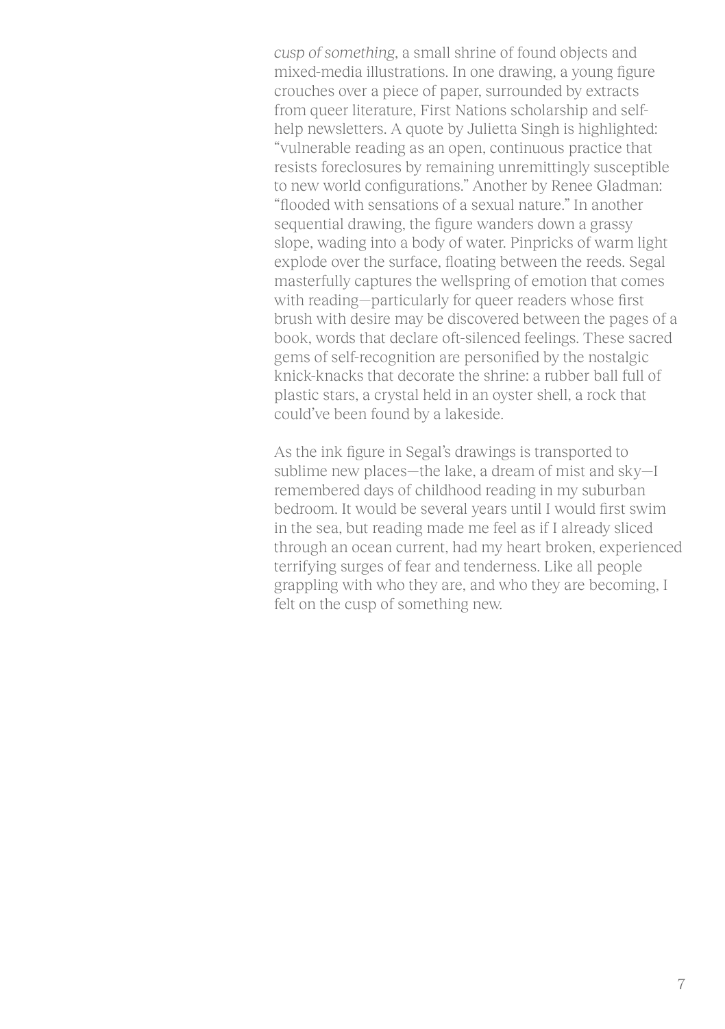*cusp of something*, a small shrine of found objects and mixed-media illustrations. In one drawing, a young figure crouches over a piece of paper, surrounded by extracts from queer literature, First Nations scholarship and self-help newsletters. A quote by Julietta Singh is highlighted: "vulnerable reading as an open, continuous practice that resists foreclosures by remaining unremittingly susceptible to new world configurations." Another by Renee Gladman: "flooded with sensations of a sexual nature." In another sequential drawing, the figure wanders down a grassy slope, wading into a body of water. Pinpricks of warm light explode over the surface, floating between the reeds. Segal masterfully captures the wellspring of emotion that comes with reading—particularly for queer readers whose first brush with desire may be discovered between the pages of a book, words that declare oft-silenced feelings. These sacred gems of self-recognition are personified by the nostalgic knick-knacks that decorate the shrine: a rubber ball full of plastic stars, a crystal held in an oyster shell, a rock that could've been found by a lakeside.

As the ink figure in Segal's drawings is transported to sublime new places—the lake, a dream of mist and sky—I remembered days of childhood reading in my suburban bedroom. It would be several years until I would first swim in the sea, but reading made me feel as if I already sliced through an ocean current, had my heart broken, experienced terrifying surges of fear and tenderness. Like all people grappling with who they are, and who they are becoming, I felt on the cusp of something new.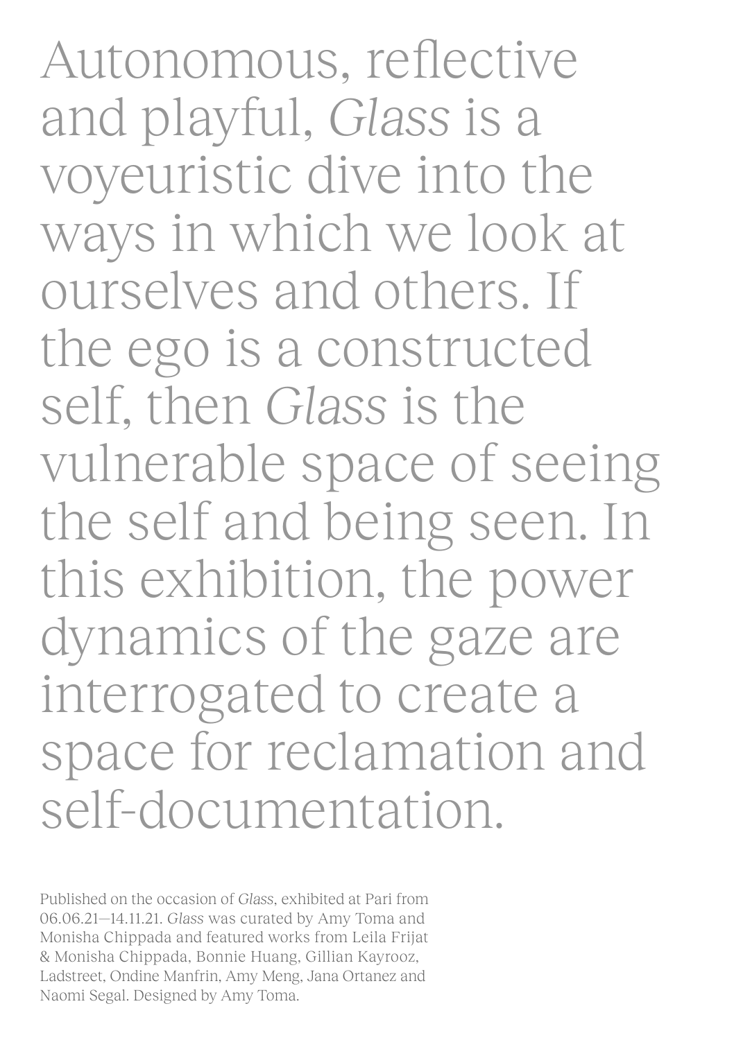Autonomous, reflective and playful, *Glass* is a voyeuristic dive into the ways in which we look at ourselves and others. If the ego is a constructed self, then *Glass* is the vulnerable space of seeing the self and being seen. In this exhibition, the power dynamics of the gaze are interrogated to create a space for reclamation and self-documentation.

Published on the occasion of *Glass*, exhibited at Pari from 06.06.21—14.11.21. *Glass* was curated by Amy Toma and Monisha Chippada and featured works from Leila Frijat & Monisha Chippada, Bonnie Huang, Gillian Kayrooz, Ladstreet, Ondine Manfrin, Amy Meng, Jana Ortanez and Naomi Segal. Designed by Amy Toma.